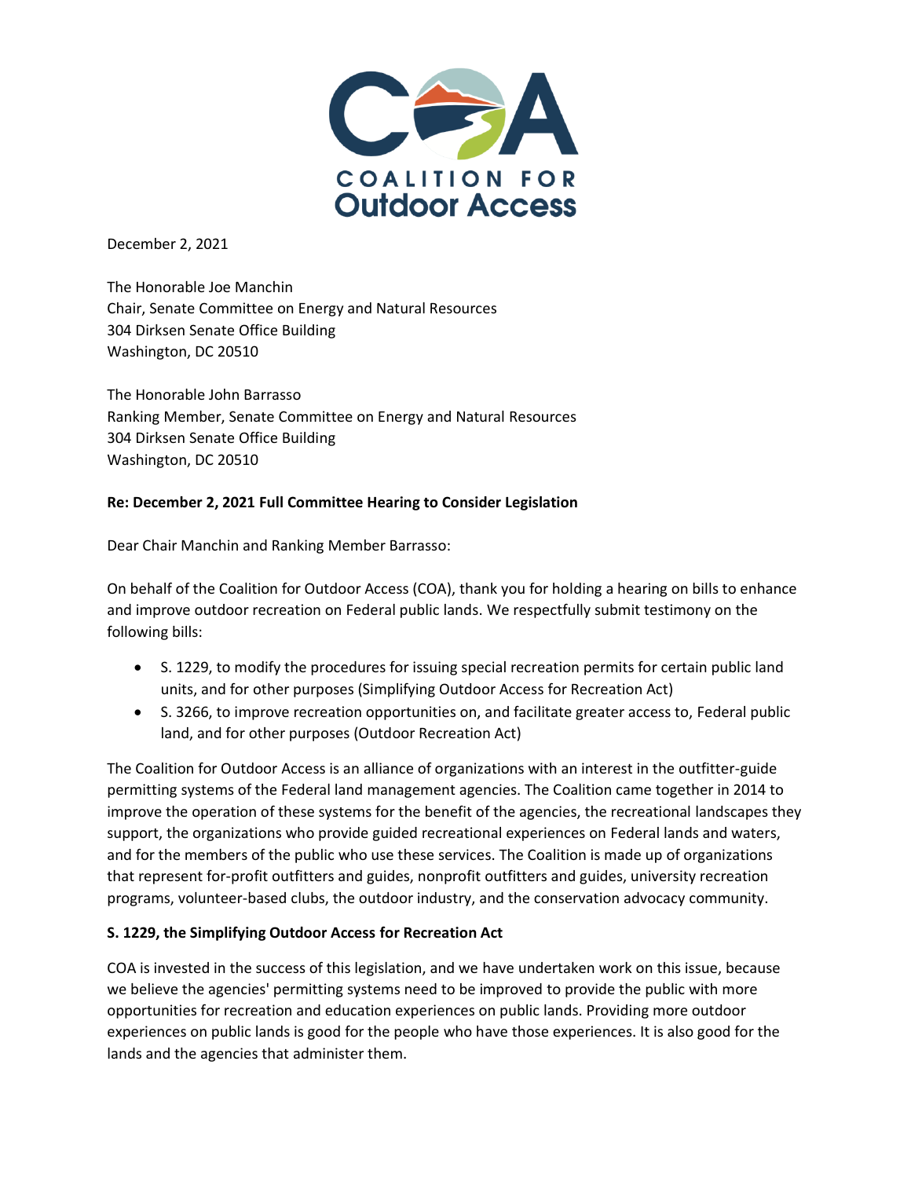COALITION FOR
Outdoor Access

December 2, 2021

The Honorable Joe Manchin
Chair, Senate Committee on Energy and Natural Resources
304 Dirksen Senate Office Building
Washington, DC 20510

The Honorable John Barrasso
Ranking Member, Senate Committee on Energy and Natural Resources
304 Dirksen Senate Office Building
Washington, DC 20510

**Re: December 2, 2021 Full Committee Hearing to Consider Legislation**

Dear Chair Manchin and Ranking Member Barrasso:

On behalf of the Coalition for Outdoor Access (COA), thank you for holding a hearing on bills to enhance and improve outdoor recreation on Federal public lands. We respectfully submit testimony on the following bills:

- S. 1229, to modify the procedures for issuing special recreation permits for certain public land units, and for other purposes (Simplifying Outdoor Access for Recreation Act)
- S. 3266, to improve recreation opportunities on, and facilitate greater access to, Federal public land, and for other purposes (Outdoor Recreation Act)

The Coalition for Outdoor Access is an alliance of organizations with an interest in the outfitter-guide permitting systems of the Federal land management agencies. The Coalition came together in 2014 to improve the operation of these systems for the benefit of the agencies, the recreational landscapes they support, the organizations who provide guided recreational experiences on Federal lands and waters, and for the members of the public who use these services. The Coalition is made up of organizations that represent for-profit outfitters and guides, nonprofit outfitters and guides, university recreation programs, volunteer-based clubs, the outdoor industry, and the conservation advocacy community.

**S. 1229, the Simplifying Outdoor Access for Recreation Act**

COA is invested in the success of this legislation, and we have undertaken work on this issue, because we believe the agencies' permitting systems need to be improved to provide the public with more opportunities for recreation and education experiences on public lands. Providing more outdoor experiences on public lands is good for the people who have those experiences. It is also good for the lands and the agencies that administer them.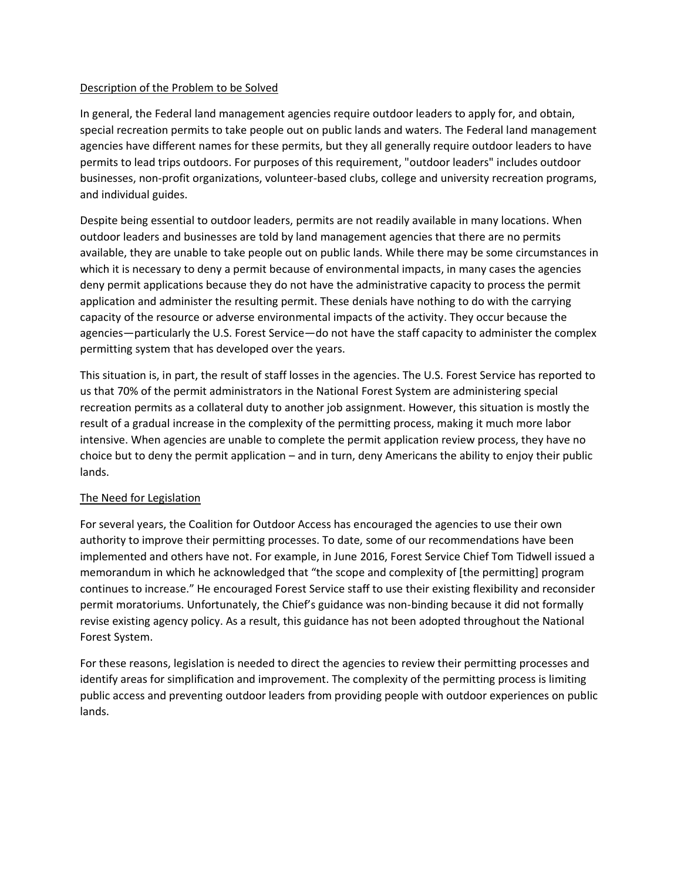## Description of the Problem to be Solved

In general, the Federal land management agencies require outdoor leaders to apply for, and obtain, special recreation permits to take people out on public lands and waters. The Federal land management agencies have different names for these permits, but they all generally require outdoor leaders to have permits to lead trips outdoors. For purposes of this requirement, "outdoor leaders" includes outdoor businesses, non-profit organizations, volunteer-based clubs, college and university recreation programs, and individual guides.

Despite being essential to outdoor leaders, permits are not readily available in many locations. When outdoor leaders and businesses are told by land management agencies that there are no permits available, they are unable to take people out on public lands. While there may be some circumstances in which it is necessary to deny a permit because of environmental impacts, in many cases the agencies deny permit applications because they do not have the administrative capacity to process the permit application and administer the resulting permit. These denials have nothing to do with the carrying capacity of the resource or adverse environmental impacts of the activity. They occur because the agencies—particularly the U.S. Forest Service—do not have the staff capacity to administer the complex permitting system that has developed over the years.

This situation is, in part, the result of staff losses in the agencies. The U.S. Forest Service has reported to us that 70% of the permit administrators in the National Forest System are administering special recreation permits as a collateral duty to another job assignment. However, this situation is mostly the result of a gradual increase in the complexity of the permitting process, making it much more labor intensive. When agencies are unable to complete the permit application review process, they have no choice but to deny the permit application – and in turn, deny Americans the ability to enjoy their public lands.

## The Need for Legislation

For several years, the Coalition for Outdoor Access has encouraged the agencies to use their own authority to improve their permitting processes. To date, some of our recommendations have been implemented and others have not. For example, in June 2016, Forest Service Chief Tom Tidwell issued a memorandum in which he acknowledged that "the scope and complexity of [the permitting] program continues to increase." He encouraged Forest Service staff to use their existing flexibility and reconsider permit moratoriums. Unfortunately, the Chief's guidance was non-binding because it did not formally revise existing agency policy. As a result, this guidance has not been adopted throughout the National Forest System.

For these reasons, legislation is needed to direct the agencies to review their permitting processes and identify areas for simplification and improvement. The complexity of the permitting process is limiting public access and preventing outdoor leaders from providing people with outdoor experiences on public lands.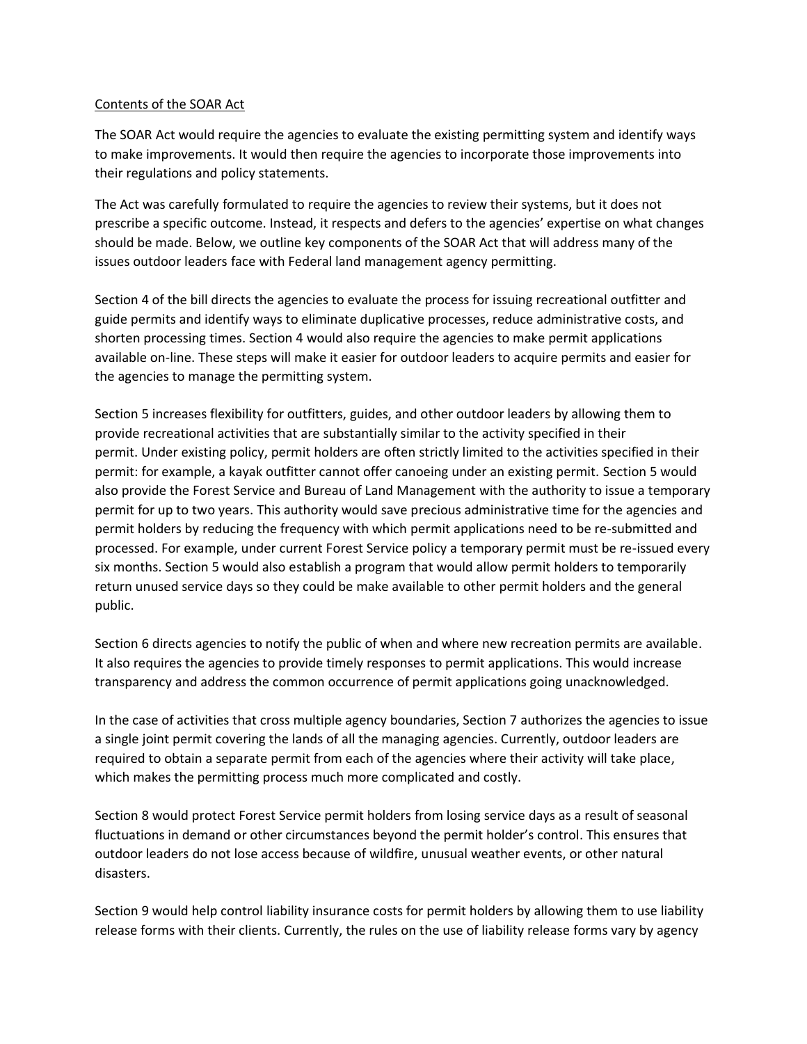Contents of the SOAR Act

The SOAR Act would require the agencies to evaluate the existing permitting system and identify ways to make improvements. It would then require the agencies to incorporate those improvements into their regulations and policy statements.

The Act was carefully formulated to require the agencies to review their systems, but it does not prescribe a specific outcome. Instead, it respects and defers to the agencies' expertise on what changes should be made. Below, we outline key components of the SOAR Act that will address many of the issues outdoor leaders face with Federal land management agency permitting.

Section 4 of the bill directs the agencies to evaluate the process for issuing recreational outfitter and guide permits and identify ways to eliminate duplicative processes, reduce administrative costs, and shorten processing times. Section 4 would also require the agencies to make permit applications available on-line. These steps will make it easier for outdoor leaders to acquire permits and easier for the agencies to manage the permitting system.

Section 5 increases flexibility for outfitters, guides, and other outdoor leaders by allowing them to provide recreational activities that are substantially similar to the activity specified in their permit. Under existing policy, permit holders are often strictly limited to the activities specified in their permit: for example, a kayak outfitter cannot offer canoeing under an existing permit. Section 5 would also provide the Forest Service and Bureau of Land Management with the authority to issue a temporary permit for up to two years. This authority would save precious administrative time for the agencies and permit holders by reducing the frequency with which permit applications need to be re-submitted and processed. For example, under current Forest Service policy a temporary permit must be re-issued every six months. Section 5 would also establish a program that would allow permit holders to temporarily return unused service days so they could be make available to other permit holders and the general public.

Section 6 directs agencies to notify the public of when and where new recreation permits are available. It also requires the agencies to provide timely responses to permit applications. This would increase transparency and address the common occurrence of permit applications going unacknowledged.

In the case of activities that cross multiple agency boundaries, Section 7 authorizes the agencies to issue a single joint permit covering the lands of all the managing agencies. Currently, outdoor leaders are required to obtain a separate permit from each of the agencies where their activity will take place, which makes the permitting process much more complicated and costly.

Section 8 would protect Forest Service permit holders from losing service days as a result of seasonal fluctuations in demand or other circumstances beyond the permit holder's control. This ensures that outdoor leaders do not lose access because of wildfire, unusual weather events, or other natural disasters.

Section 9 would help control liability insurance costs for permit holders by allowing them to use liability release forms with their clients. Currently, the rules on the use of liability release forms vary by agency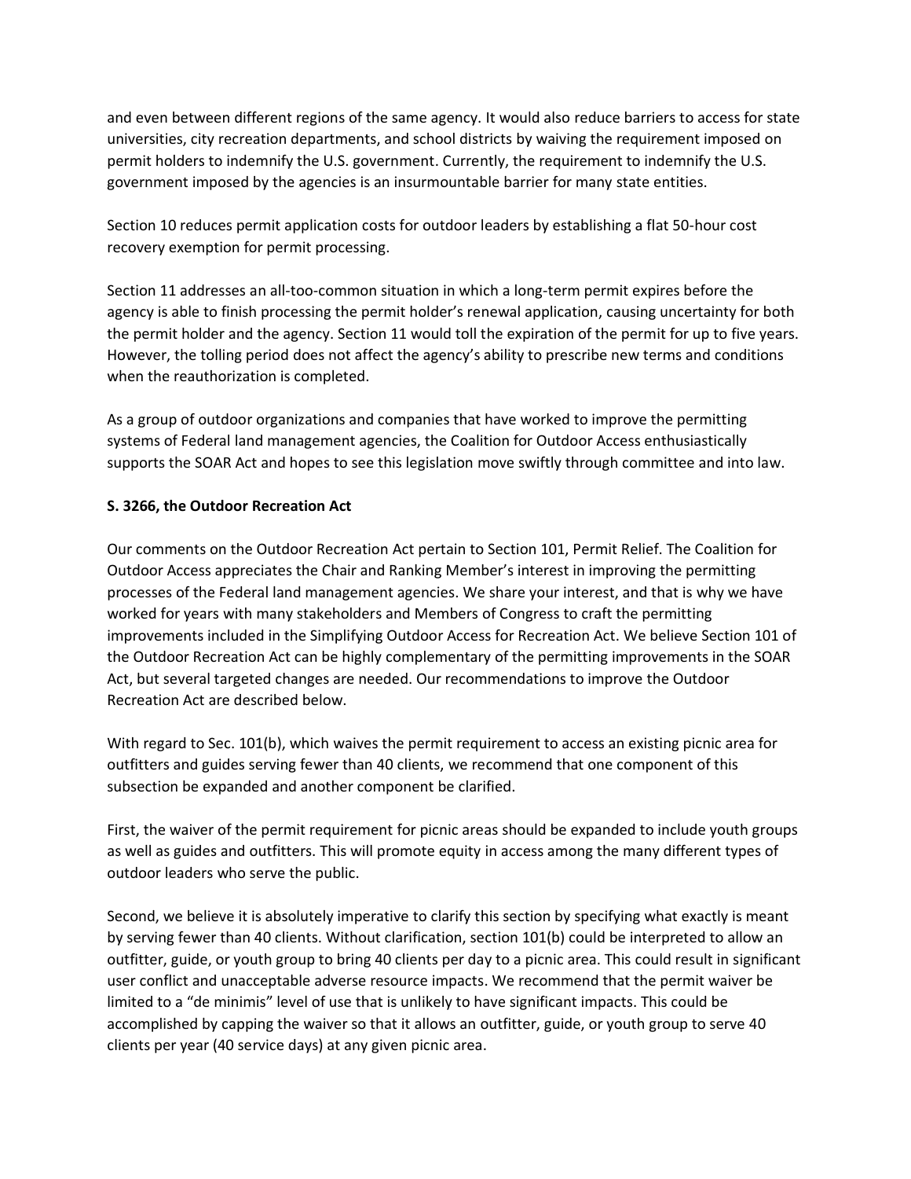and even between different regions of the same agency. It would also reduce barriers to access for state universities, city recreation departments, and school districts by waiving the requirement imposed on permit holders to indemnify the U.S. government. Currently, the requirement to indemnify the U.S. government imposed by the agencies is an insurmountable barrier for many state entities.

Section 10 reduces permit application costs for outdoor leaders by establishing a flat 50-hour cost recovery exemption for permit processing.

Section 11 addresses an all-too-common situation in which a long-term permit expires before the agency is able to finish processing the permit holder's renewal application, causing uncertainty for both the permit holder and the agency. Section 11 would toll the expiration of the permit for up to five years. However, the tolling period does not affect the agency's ability to prescribe new terms and conditions when the reauthorization is completed.

As a group of outdoor organizations and companies that have worked to improve the permitting systems of Federal land management agencies, the Coalition for Outdoor Access enthusiastically supports the SOAR Act and hopes to see this legislation move swiftly through committee and into law.

**S. 3266, the Outdoor Recreation Act**

Our comments on the Outdoor Recreation Act pertain to Section 101, Permit Relief. The Coalition for Outdoor Access appreciates the Chair and Ranking Member's interest in improving the permitting processes of the Federal land management agencies. We share your interest, and that is why we have worked for years with many stakeholders and Members of Congress to craft the permitting improvements included in the Simplifying Outdoor Access for Recreation Act. We believe Section 101 of the Outdoor Recreation Act can be highly complementary of the permitting improvements in the SOAR Act, but several targeted changes are needed. Our recommendations to improve the Outdoor Recreation Act are described below.

With regard to Sec. 101(b), which waives the permit requirement to access an existing picnic area for outfitters and guides serving fewer than 40 clients, we recommend that one component of this subsection be expanded and another component be clarified.

First, the waiver of the permit requirement for picnic areas should be expanded to include youth groups as well as guides and outfitters. This will promote equity in access among the many different types of outdoor leaders who serve the public.

Second, we believe it is absolutely imperative to clarify this section by specifying what exactly is meant by serving fewer than 40 clients. Without clarification, section 101(b) could be interpreted to allow an outfitter, guide, or youth group to bring 40 clients per day to a picnic area. This could result in significant user conflict and unacceptable adverse resource impacts. We recommend that the permit waiver be limited to a "de minimis" level of use that is unlikely to have significant impacts. This could be accomplished by capping the waiver so that it allows an outfitter, guide, or youth group to serve 40 clients per year (40 service days) at any given picnic area.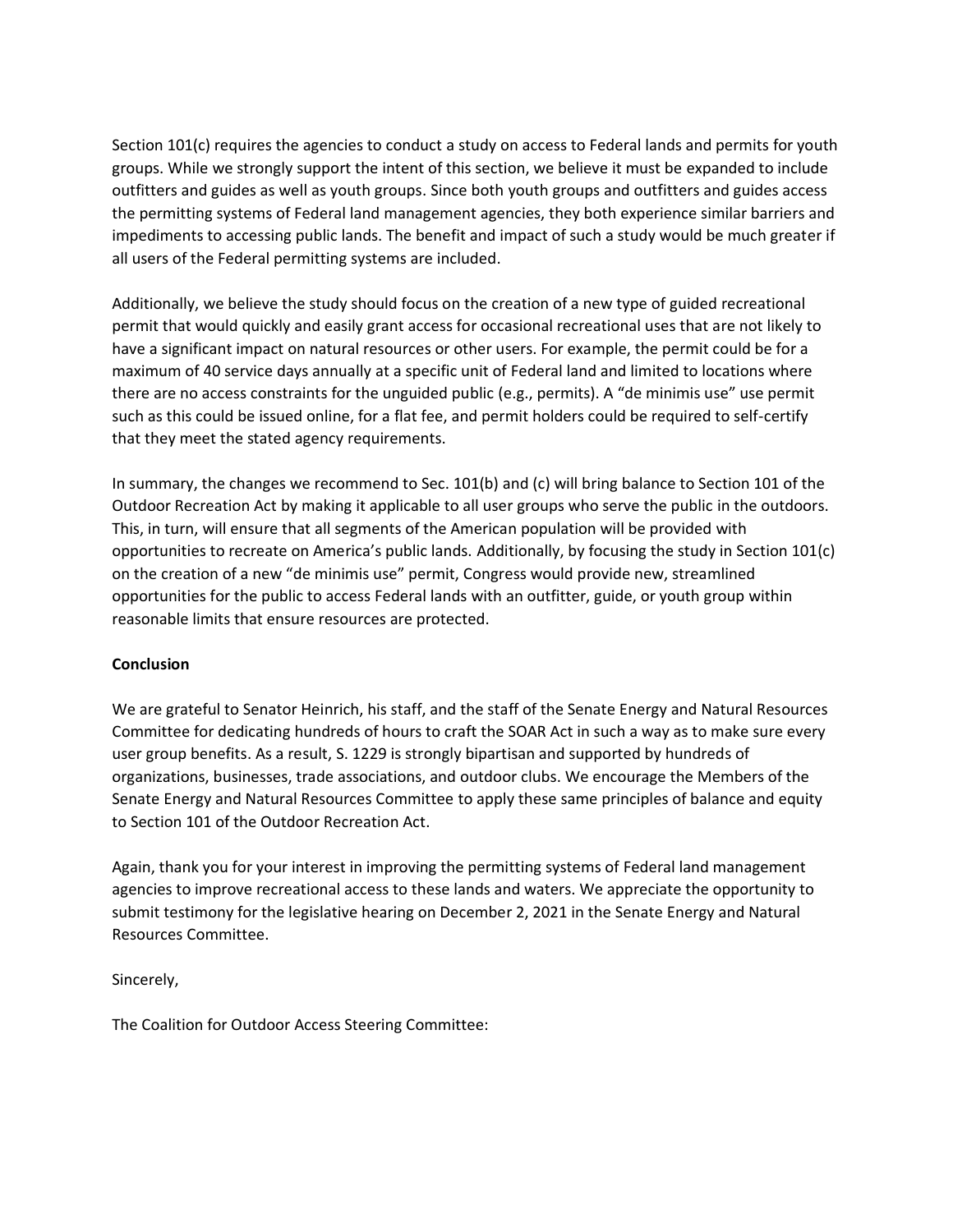Section 101(c) requires the agencies to conduct a study on access to Federal lands and permits for youth groups. While we strongly support the intent of this section, we believe it must be expanded to include outfitters and guides as well as youth groups. Since both youth groups and outfitters and guides access the permitting systems of Federal land management agencies, they both experience similar barriers and impediments to accessing public lands. The benefit and impact of such a study would be much greater if all users of the Federal permitting systems are included.

Additionally, we believe the study should focus on the creation of a new type of guided recreational permit that would quickly and easily grant access for occasional recreational uses that are not likely to have a significant impact on natural resources or other users. For example, the permit could be for a maximum of 40 service days annually at a specific unit of Federal land and limited to locations where there are no access constraints for the unguided public (e.g., permits). A "de minimis use" use permit such as this could be issued online, for a flat fee, and permit holders could be required to self-certify that they meet the stated agency requirements.

In summary, the changes we recommend to Sec. 101(b) and (c) will bring balance to Section 101 of the Outdoor Recreation Act by making it applicable to all user groups who serve the public in the outdoors. This, in turn, will ensure that all segments of the American population will be provided with opportunities to recreate on America's public lands. Additionally, by focusing the study in Section 101(c) on the creation of a new "de minimis use" permit, Congress would provide new, streamlined opportunities for the public to access Federal lands with an outfitter, guide, or youth group within reasonable limits that ensure resources are protected.

**Conclusion**

We are grateful to Senator Heinrich, his staff, and the staff of the Senate Energy and Natural Resources Committee for dedicating hundreds of hours to craft the SOAR Act in such a way as to make sure every user group benefits. As a result, S. 1229 is strongly bipartisan and supported by hundreds of organizations, businesses, trade associations, and outdoor clubs. We encourage the Members of the Senate Energy and Natural Resources Committee to apply these same principles of balance and equity to Section 101 of the Outdoor Recreation Act.

Again, thank you for your interest in improving the permitting systems of Federal land management agencies to improve recreational access to these lands and waters. We appreciate the opportunity to submit testimony for the legislative hearing on December 2, 2021 in the Senate Energy and Natural Resources Committee.

Sincerely,

The Coalition for Outdoor Access Steering Committee: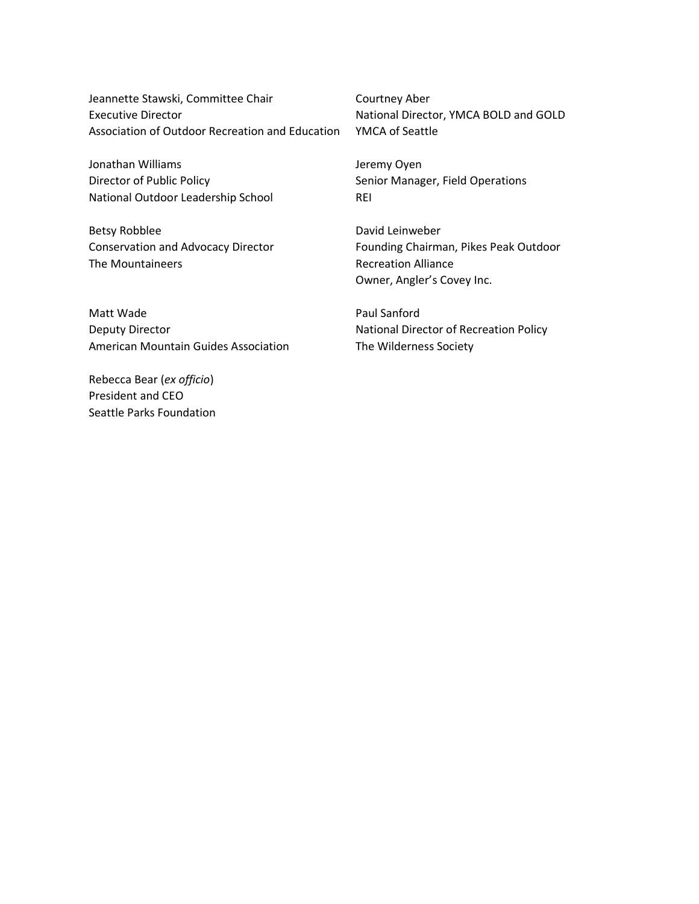Jeannette Stawski, Committee Chair
Executive Director
Association of Outdoor Recreation and Education

Jonathan Williams
Director of Public Policy
National Outdoor Leadership School

Betsy Robblee
Conservation and Advocacy Director
The Mountaineers

Matt Wade
Deputy Director
American Mountain Guides Association

Rebecca Bear (*ex officio*)
President and CEO
Seattle Parks Foundation

Courtney Aber
National Director, YMCA BOLD and GOLD
YMCA of Seattle

Jeremy Oyen
Senior Manager, Field Operations
REI

David Leinweber
Founding Chairman, Pikes Peak Outdoor Recreation Alliance
Owner, Angler's Covey Inc.

Paul Sanford
National Director of Recreation Policy
The Wilderness Society